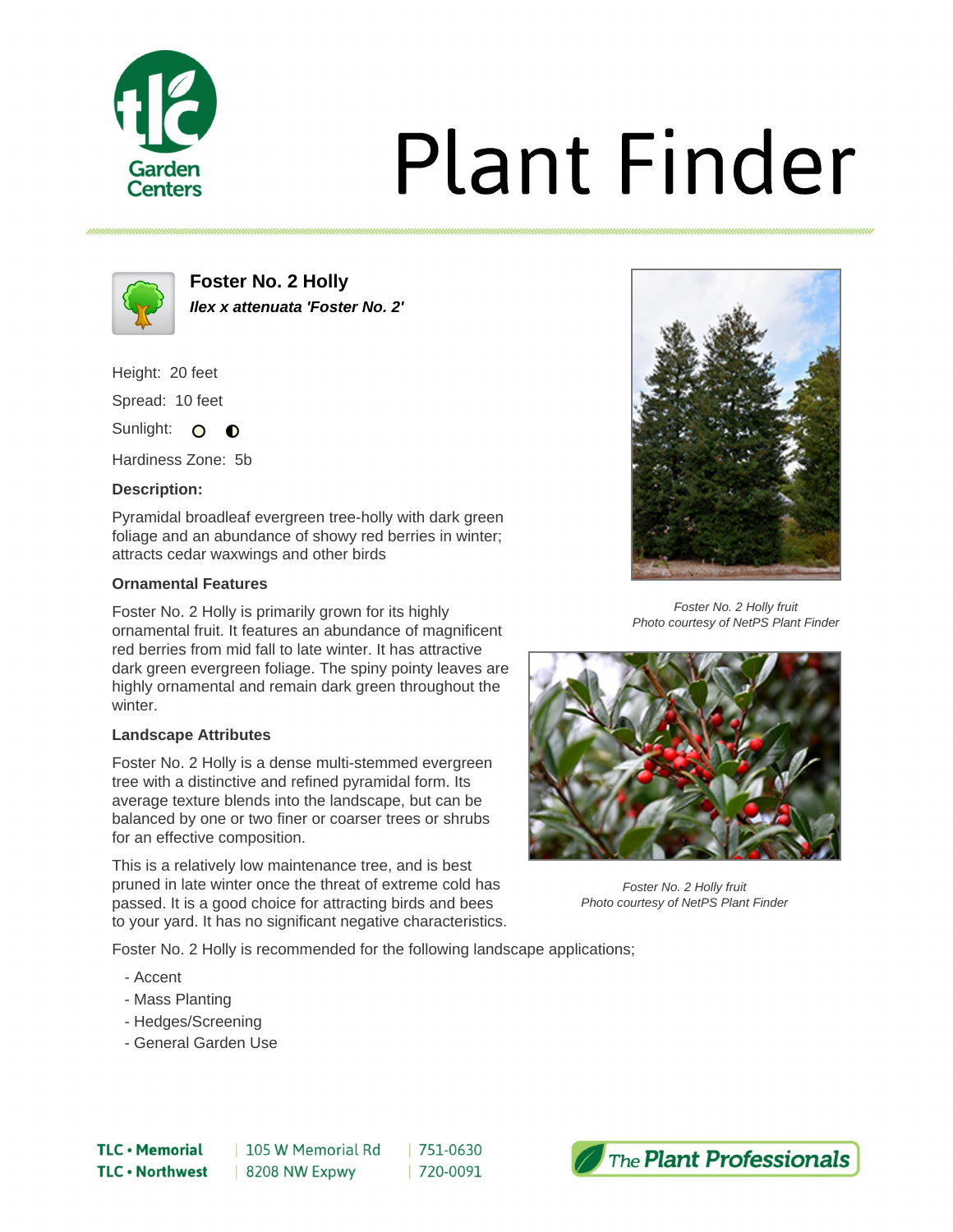# Plant Finder

## Foster No. 2 Holly

***Ilex x attenuata 'Foster No. 2'***

Height: 20 feet

Spread: 10 feet

Sunlight:

Hardiness Zone: 5b

**Description:**

Pyramidal broadleaf evergreen tree-holly with dark green foliage and an abundance of showy red berries in winter; attracts cedar waxwings and other birds

### Ornamental Features

Foster No. 2 Holly is primarily grown for its highly ornamental fruit. It features an abundance of magnificent red berries from mid fall to late winter. It has attractive dark green evergreen foliage. The spiny pointy leaves are highly ornamental and remain dark green throughout the winter.

### Landscape Attributes

Foster No. 2 Holly is a dense multi-stemmed evergreen tree with a distinctive and refined pyramidal form. Its average texture blends into the landscape, but can be balanced by one or two finer or coarser trees or shrubs for an effective composition.

This is a relatively low maintenance tree, and is best pruned in late winter once the threat of extreme cold has passed. It is a good choice for attracting birds and bees to your yard. It has no significant negative characteristics.

Foster No. 2 Holly is recommended for the following landscape applications;

- Accent
- Mass Planting
- Hedges/Screening
- General Garden Use

*Foster No. 2 Holly fruit*
*Photo courtesy of NetPS Plant Finder*

*Foster No. 2 Holly fruit*
*Photo courtesy of NetPS Plant Finder*

| | | |
|---|---|---|
| **TLC • Memorial** | 105 W Memorial Rd | 751-0630 |
| **TLC • Northwest** | 8208 NW Expwy | 720-0091 |

The Plant Professionals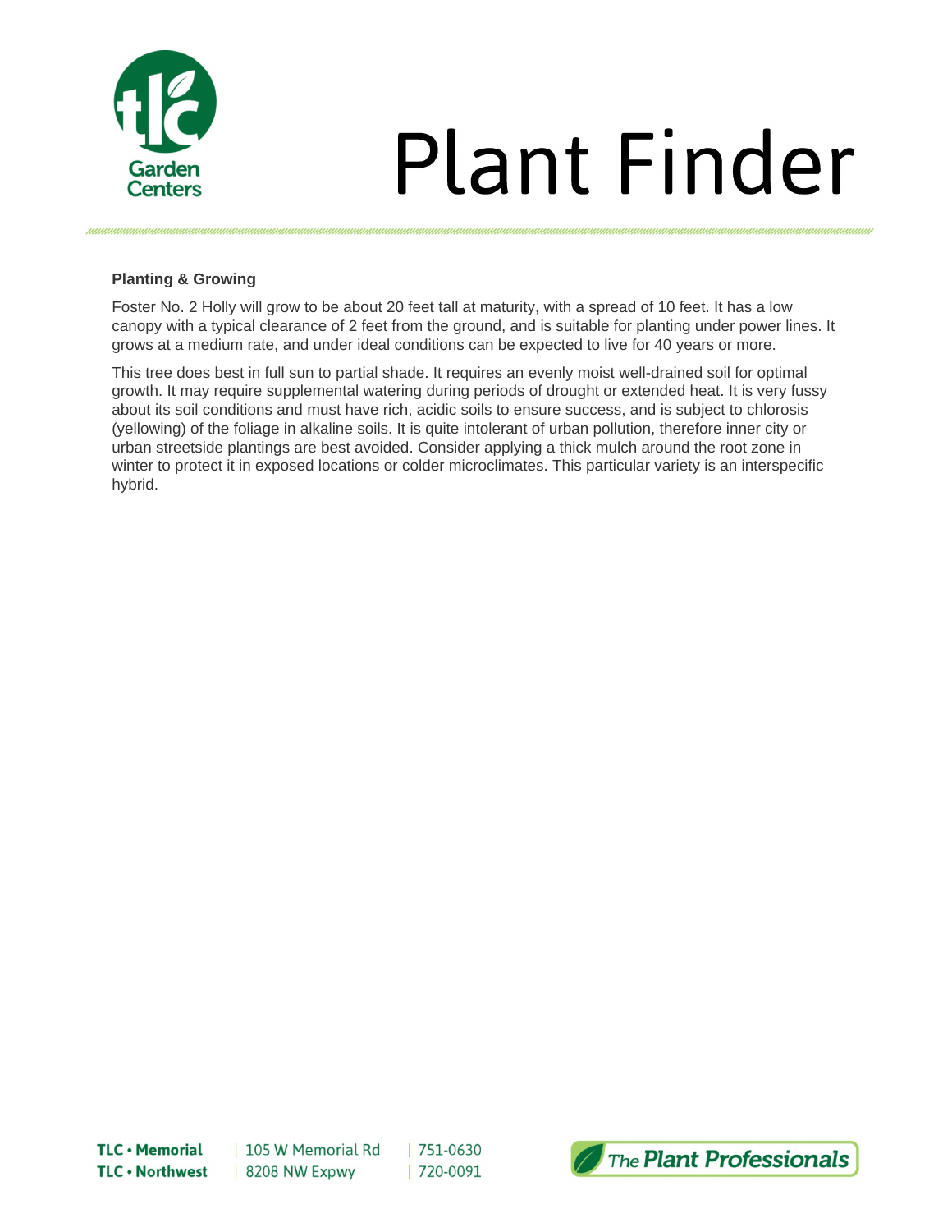### Planting & Growing

Foster No. 2 Holly will grow to be about 20 feet tall at maturity, with a spread of 10 feet. It has a low canopy with a typical clearance of 2 feet from the ground, and is suitable for planting under power lines. It grows at a medium rate, and under ideal conditions can be expected to live for 40 years or more.

This tree does best in full sun to partial shade. It requires an evenly moist well-drained soil for optimal growth. It may require supplemental watering during periods of drought or extended heat. It is very fussy about its soil conditions and must have rich, acidic soils to ensure success, and is subject to chlorosis (yellowing) of the foliage in alkaline soils. It is quite intolerant of urban pollution, therefore inner city or urban streetside plantings are best avoided. Consider applying a thick mulch around the root zone in winter to protect it in exposed locations or colder microclimates. This particular variety is an interspecific hybrid.